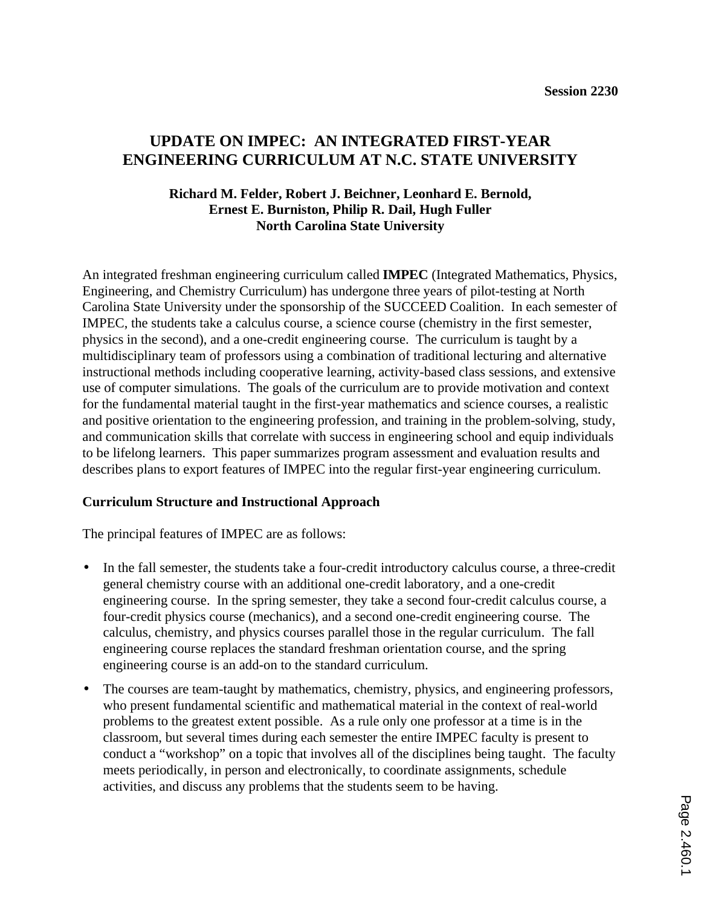# UPDATE ON IMPEC: AN INTEGRATED FIRST-YEAR ENGINEERING CURRICULUM AT N.C. STATE UNIVERSITY

**Richard M. Felder, Robert J. Beichner, Leonhard E. Bernold, Ernest E. Burniston, Philip R. Dail, Hugh Fuller**
**North Carolina State University**

An integrated freshman engineering curriculum called **IMPEC** (Integrated Mathematics, Physics, Engineering, and Chemistry Curriculum) has undergone three years of pilot-testing at North Carolina State University under the sponsorship of the SUCCEED Coalition. In each semester of IMPEC, the students take a calculus course, a science course (chemistry in the first semester, physics in the second), and a one-credit engineering course. The curriculum is taught by a multidisciplinary team of professors using a combination of traditional lecturing and alternative instructional methods including cooperative learning, activity-based class sessions, and extensive use of computer simulations. The goals of the curriculum are to provide motivation and context for the fundamental material taught in the first-year mathematics and science courses, a realistic and positive orientation to the engineering profession, and training in the problem-solving, study, and communication skills that correlate with success in engineering school and equip individuals to be lifelong learners. This paper summarizes program assessment and evaluation results and describes plans to export features of IMPEC into the regular first-year engineering curriculum.

## Curriculum Structure and Instructional Approach

The principal features of IMPEC are as follows:

- In the fall semester, the students take a four-credit introductory calculus course, a three-credit general chemistry course with an additional one-credit laboratory, and a one-credit engineering course. In the spring semester, they take a second four-credit calculus course, a four-credit physics course (mechanics), and a second one-credit engineering course. The calculus, chemistry, and physics courses parallel those in the regular curriculum. The fall engineering course replaces the standard freshman orientation course, and the spring engineering course is an add-on to the standard curriculum.
- The courses are team-taught by mathematics, chemistry, physics, and engineering professors, who present fundamental scientific and mathematical material in the context of real-world problems to the greatest extent possible. As a rule only one professor at a time is in the classroom, but several times during each semester the entire IMPEC faculty is present to conduct a "workshop" on a topic that involves all of the disciplines being taught. The faculty meets periodically, in person and electronically, to coordinate assignments, schedule activities, and discuss any problems that the students seem to be having.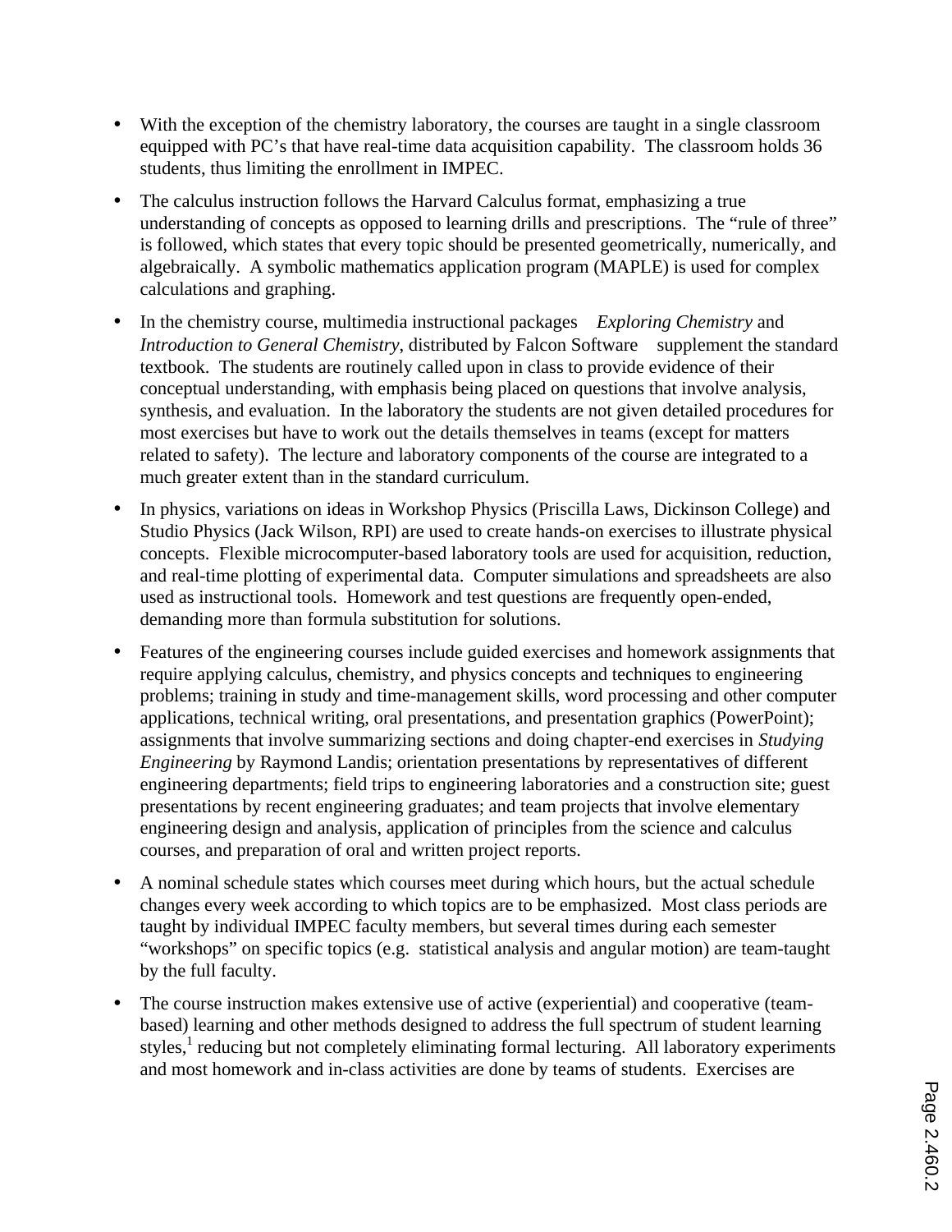- With the exception of the chemistry laboratory, the courses are taught in a single classroom equipped with PC's that have real-time data acquisition capability. The classroom holds 36 students, thus limiting the enrollment in IMPEC.
- The calculus instruction follows the Harvard Calculus format, emphasizing a true understanding of concepts as opposed to learning drills and prescriptions. The "rule of three" is followed, which states that every topic should be presented geometrically, numerically, and algebraically. A symbolic mathematics application program (MAPLE) is used for complex calculations and graphing.
- In the chemistry course, multimedia instructional packages *Exploring Chemistry* and *Introduction to General Chemistry*, distributed by Falcon Software supplement the standard textbook. The students are routinely called upon in class to provide evidence of their conceptual understanding, with emphasis being placed on questions that involve analysis, synthesis, and evaluation. In the laboratory the students are not given detailed procedures for most exercises but have to work out the details themselves in teams (except for matters related to safety). The lecture and laboratory components of the course are integrated to a much greater extent than in the standard curriculum.
- In physics, variations on ideas in Workshop Physics (Priscilla Laws, Dickinson College) and Studio Physics (Jack Wilson, RPI) are used to create hands-on exercises to illustrate physical concepts. Flexible microcomputer-based laboratory tools are used for acquisition, reduction, and real-time plotting of experimental data. Computer simulations and spreadsheets are also used as instructional tools. Homework and test questions are frequently open-ended, demanding more than formula substitution for solutions.
- Features of the engineering courses include guided exercises and homework assignments that require applying calculus, chemistry, and physics concepts and techniques to engineering problems; training in study and time-management skills, word processing and other computer applications, technical writing, oral presentations, and presentation graphics (PowerPoint); assignments that involve summarizing sections and doing chapter-end exercises in *Studying Engineering* by Raymond Landis; orientation presentations by representatives of different engineering departments; field trips to engineering laboratories and a construction site; guest presentations by recent engineering graduates; and team projects that involve elementary engineering design and analysis, application of principles from the science and calculus courses, and preparation of oral and written project reports.
- A nominal schedule states which courses meet during which hours, but the actual schedule changes every week according to which topics are to be emphasized. Most class periods are taught by individual IMPEC faculty members, but several times during each semester "workshops" on specific topics (e.g. statistical analysis and angular motion) are team-taught by the full faculty.
- The course instruction makes extensive use of active (experiential) and cooperative (team-based) learning and other methods designed to address the full spectrum of student learning styles,[1] reducing but not completely eliminating formal lecturing. All laboratory experiments and most homework and in-class activities are done by teams of students. Exercises are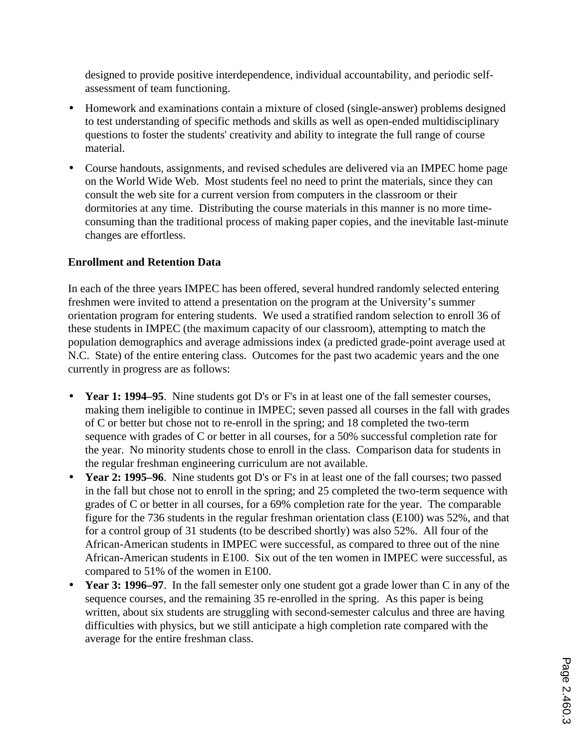designed to provide positive interdependence, individual accountability, and periodic self-assessment of team functioning.

- Homework and examinations contain a mixture of closed (single-answer) problems designed to test understanding of specific methods and skills as well as open-ended multidisciplinary questions to foster the students' creativity and ability to integrate the full range of course material.
- Course handouts, assignments, and revised schedules are delivered via an IMPEC home page on the World Wide Web. Most students feel no need to print the materials, since they can consult the web site for a current version from computers in the classroom or their dormitories at any time. Distributing the course materials in this manner is no more time-consuming than the traditional process of making paper copies, and the inevitable last-minute changes are effortless.

**Enrollment and Retention Data**

In each of the three years IMPEC has been offered, several hundred randomly selected entering freshmen were invited to attend a presentation on the program at the University's summer orientation program for entering students. We used a stratified random selection to enroll 36 of these students in IMPEC (the maximum capacity of our classroom), attempting to match the population demographics and average admissions index (a predicted grade-point average used at N.C. State) of the entire entering class. Outcomes for the past two academic years and the one currently in progress are as follows:

- **Year 1: 1994–95**. Nine students got D's or F's in at least one of the fall semester courses, making them ineligible to continue in IMPEC; seven passed all courses in the fall with grades of C or better but chose not to re-enroll in the spring; and 18 completed the two-term sequence with grades of C or better in all courses, for a 50% successful completion rate for the year. No minority students chose to enroll in the class. Comparison data for students in the regular freshman engineering curriculum are not available.
- **Year 2: 1995–96**. Nine students got D's or F's in at least one of the fall courses; two passed in the fall but chose not to enroll in the spring; and 25 completed the two-term sequence with grades of C or better in all courses, for a 69% completion rate for the year. The comparable figure for the 736 students in the regular freshman orientation class (E100) was 52%, and that for a control group of 31 students (to be described shortly) was also 52%. All four of the African-American students in IMPEC were successful, as compared to three out of the nine African-American students in E100. Six out of the ten women in IMPEC were successful, as compared to 51% of the women in E100.
- **Year 3: 1996–97**. In the fall semester only one student got a grade lower than C in any of the sequence courses, and the remaining 35 re-enrolled in the spring. As this paper is being written, about six students are struggling with second-semester calculus and three are having difficulties with physics, but we still anticipate a high completion rate compared with the average for the entire freshman class.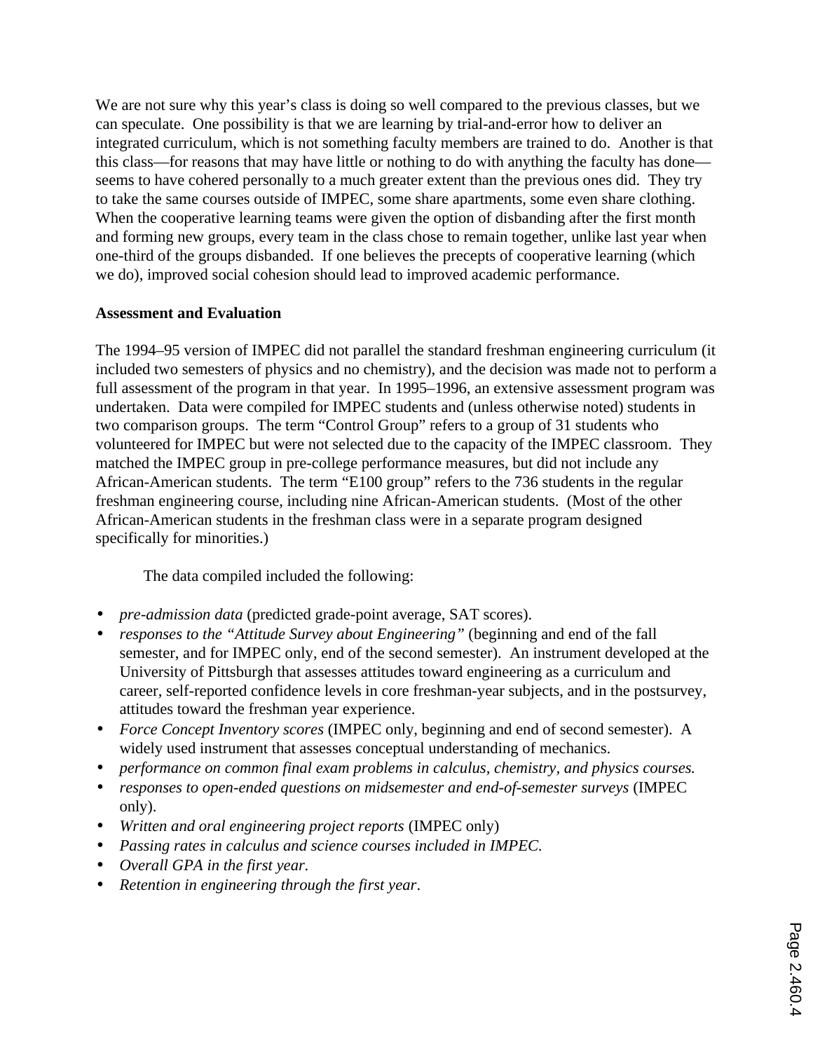We are not sure why this year's class is doing so well compared to the previous classes, but we can speculate. One possibility is that we are learning by trial-and-error how to deliver an integrated curriculum, which is not something faculty members are trained to do. Another is that this class—for reasons that may have little or nothing to do with anything the faculty has done—seems to have cohered personally to a much greater extent than the previous ones did. They try to take the same courses outside of IMPEC, some share apartments, some even share clothing. When the cooperative learning teams were given the option of disbanding after the first month and forming new groups, every team in the class chose to remain together, unlike last year when one-third of the groups disbanded. If one believes the precepts of cooperative learning (which we do), improved social cohesion should lead to improved academic performance.

**Assessment and Evaluation**

The 1994–95 version of IMPEC did not parallel the standard freshman engineering curriculum (it included two semesters of physics and no chemistry), and the decision was made not to perform a full assessment of the program in that year. In 1995–1996, an extensive assessment program was undertaken. Data were compiled for IMPEC students and (unless otherwise noted) students in two comparison groups. The term "Control Group" refers to a group of 31 students who volunteered for IMPEC but were not selected due to the capacity of the IMPEC classroom. They matched the IMPEC group in pre-college performance measures, but did not include any African-American students. The term "E100 group" refers to the 736 students in the regular freshman engineering course, including nine African-American students. (Most of the other African-American students in the freshman class were in a separate program designed specifically for minorities.)

The data compiled included the following:

- *pre-admission data* (predicted grade-point average, SAT scores).
- *responses to the "Attitude Survey about Engineering"* (beginning and end of the fall semester, and for IMPEC only, end of the second semester). An instrument developed at the University of Pittsburgh that assesses attitudes toward engineering as a curriculum and career, self-reported confidence levels in core freshman-year subjects, and in the postsurvey, attitudes toward the freshman year experience.
- *Force Concept Inventory scores* (IMPEC only, beginning and end of second semester). A widely used instrument that assesses conceptual understanding of mechanics.
- *performance on common final exam problems in calculus, chemistry, and physics courses.*
- *responses to open-ended questions on midsemester and end-of-semester surveys* (IMPEC only).
- *Written and oral engineering project reports* (IMPEC only)
- *Passing rates in calculus and science courses included in IMPEC.*
- *Overall GPA in the first year.*
- *Retention in engineering through the first year*.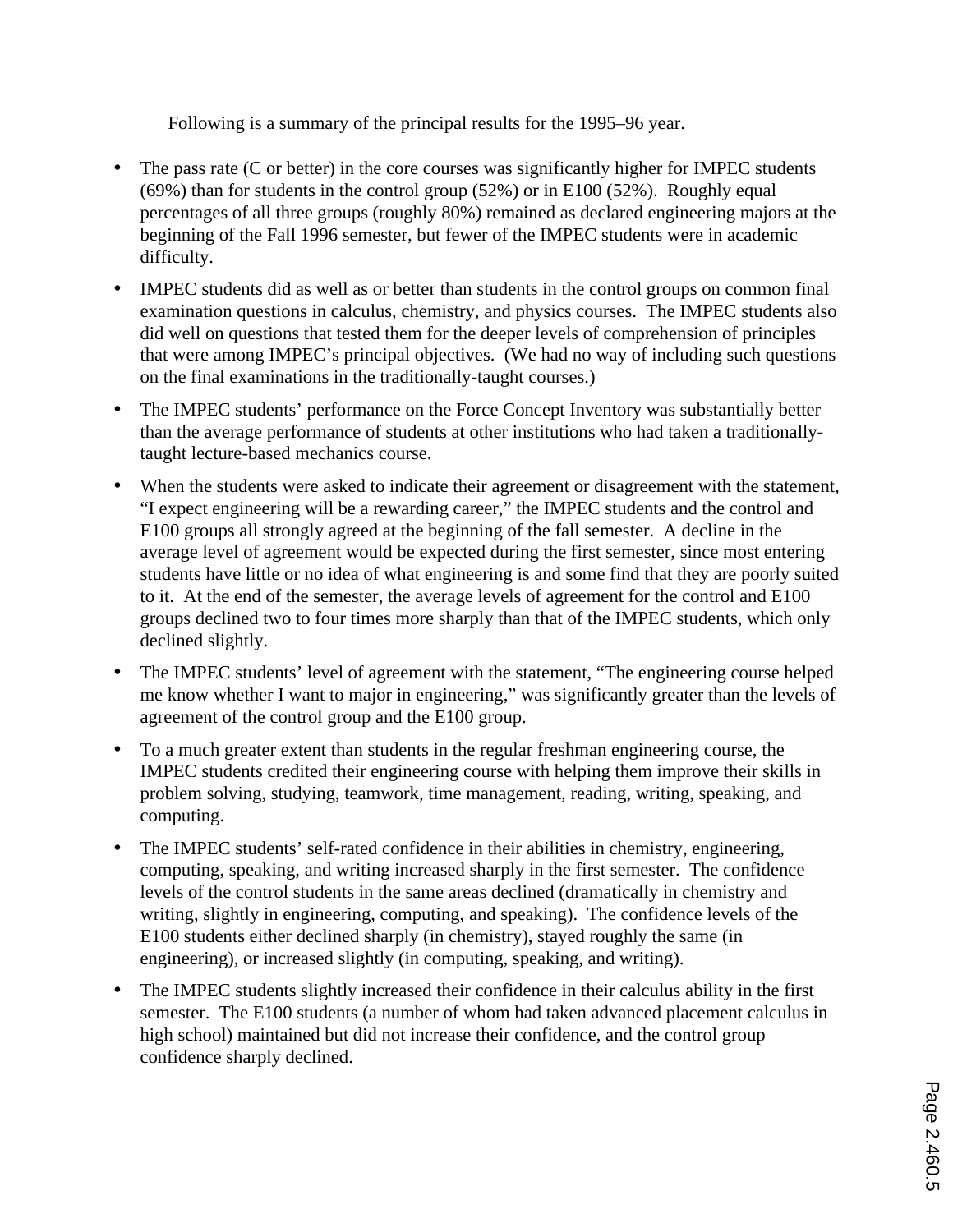Following is a summary of the principal results for the 1995–96 year.

- The pass rate (C or better) in the core courses was significantly higher for IMPEC students (69%) than for students in the control group (52%) or in E100 (52%). Roughly equal percentages of all three groups (roughly 80%) remained as declared engineering majors at the beginning of the Fall 1996 semester, but fewer of the IMPEC students were in academic difficulty.
- IMPEC students did as well as or better than students in the control groups on common final examination questions in calculus, chemistry, and physics courses. The IMPEC students also did well on questions that tested them for the deeper levels of comprehension of principles that were among IMPEC's principal objectives. (We had no way of including such questions on the final examinations in the traditionally-taught courses.)
- The IMPEC students' performance on the Force Concept Inventory was substantially better than the average performance of students at other institutions who had taken a traditionally-taught lecture-based mechanics course.
- When the students were asked to indicate their agreement or disagreement with the statement, "I expect engineering will be a rewarding career," the IMPEC students and the control and E100 groups all strongly agreed at the beginning of the fall semester. A decline in the average level of agreement would be expected during the first semester, since most entering students have little or no idea of what engineering is and some find that they are poorly suited to it. At the end of the semester, the average levels of agreement for the control and E100 groups declined two to four times more sharply than that of the IMPEC students, which only declined slightly.
- The IMPEC students' level of agreement with the statement, "The engineering course helped me know whether I want to major in engineering," was significantly greater than the levels of agreement of the control group and the E100 group.
- To a much greater extent than students in the regular freshman engineering course, the IMPEC students credited their engineering course with helping them improve their skills in problem solving, studying, teamwork, time management, reading, writing, speaking, and computing.
- The IMPEC students' self-rated confidence in their abilities in chemistry, engineering, computing, speaking, and writing increased sharply in the first semester. The confidence levels of the control students in the same areas declined (dramatically in chemistry and writing, slightly in engineering, computing, and speaking). The confidence levels of the E100 students either declined sharply (in chemistry), stayed roughly the same (in engineering), or increased slightly (in computing, speaking, and writing).
- The IMPEC students slightly increased their confidence in their calculus ability in the first semester. The E100 students (a number of whom had taken advanced placement calculus in high school) maintained but did not increase their confidence, and the control group confidence sharply declined.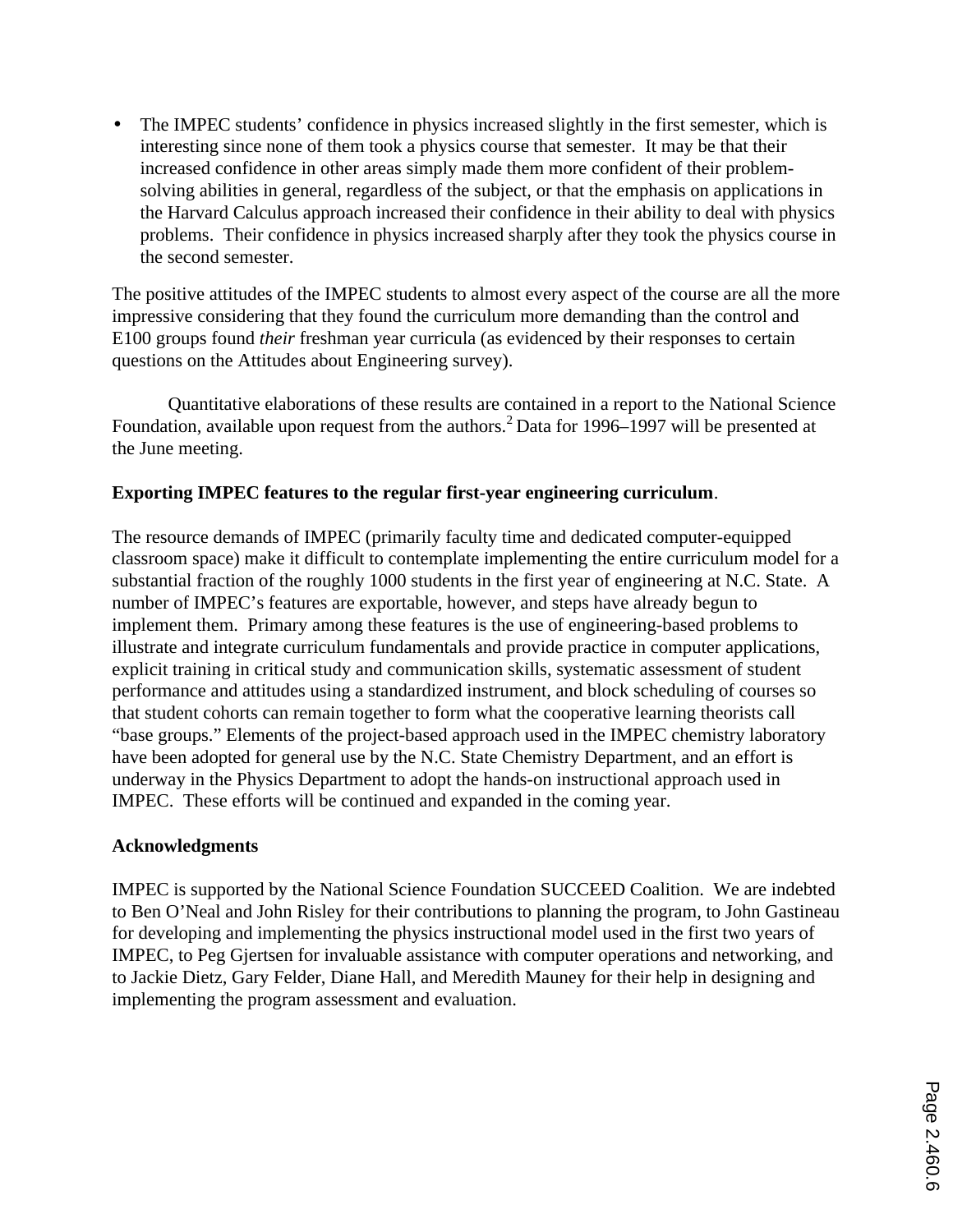- The IMPEC students' confidence in physics increased slightly in the first semester, which is interesting since none of them took a physics course that semester. It may be that their increased confidence in other areas simply made them more confident of their problem-solving abilities in general, regardless of the subject, or that the emphasis on applications in the Harvard Calculus approach increased their confidence in their ability to deal with physics problems. Their confidence in physics increased sharply after they took the physics course in the second semester.

The positive attitudes of the IMPEC students to almost every aspect of the course are all the more impressive considering that they found the curriculum more demanding than the control and E100 groups found *their* freshman year curricula (as evidenced by their responses to certain questions on the Attitudes about Engineering survey).

Quantitative elaborations of these results are contained in a report to the National Science Foundation, available upon request from the authors.[2] Data for 1996–1997 will be presented at the June meeting.

**Exporting IMPEC features to the regular first-year engineering curriculum**.

The resource demands of IMPEC (primarily faculty time and dedicated computer-equipped classroom space) make it difficult to contemplate implementing the entire curriculum model for a substantial fraction of the roughly 1000 students in the first year of engineering at N.C. State. A number of IMPEC's features are exportable, however, and steps have already begun to implement them. Primary among these features is the use of engineering-based problems to illustrate and integrate curriculum fundamentals and provide practice in computer applications, explicit training in critical study and communication skills, systematic assessment of student performance and attitudes using a standardized instrument, and block scheduling of courses so that student cohorts can remain together to form what the cooperative learning theorists call "base groups." Elements of the project-based approach used in the IMPEC chemistry laboratory have been adopted for general use by the N.C. State Chemistry Department, and an effort is underway in the Physics Department to adopt the hands-on instructional approach used in IMPEC. These efforts will be continued and expanded in the coming year.

**Acknowledgments**

IMPEC is supported by the National Science Foundation SUCCEED Coalition. We are indebted to Ben O'Neal and John Risley for their contributions to planning the program, to John Gastineau for developing and implementing the physics instructional model used in the first two years of IMPEC, to Peg Gjertsen for invaluable assistance with computer operations and networking, and to Jackie Dietz, Gary Felder, Diane Hall, and Meredith Mauney for their help in designing and implementing the program assessment and evaluation.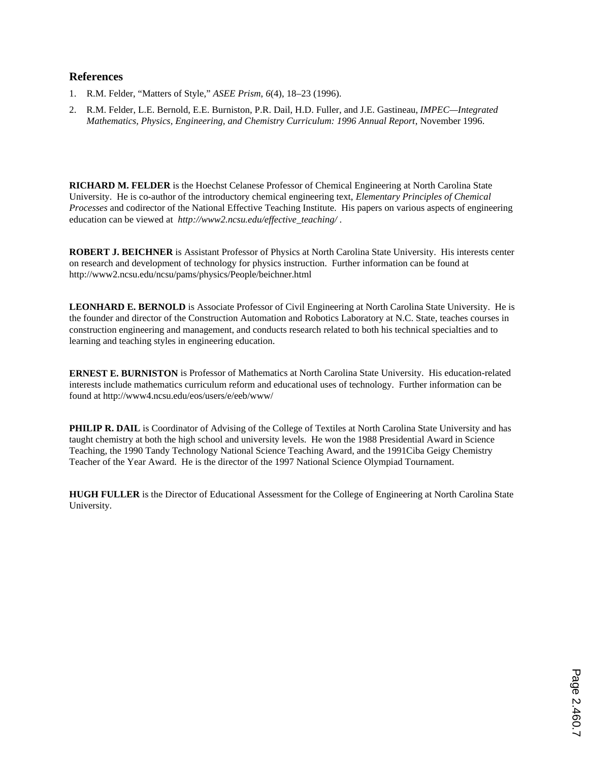## References

1. R.M. Felder, "Matters of Style," *ASEE Prism, 6*(4), 18–23 (1996).
2. R.M. Felder, L.E. Bernold, E.E. Burniston, P.R. Dail, H.D. Fuller, and J.E. Gastineau, *IMPEC—Integrated Mathematics, Physics, Engineering, and Chemistry Curriculum: 1996 Annual Report*, November 1996.

**RICHARD M. FELDER** is the Hoechst Celanese Professor of Chemical Engineering at North Carolina State University. He is co-author of the introductory chemical engineering text, *Elementary Principles of Chemical Processes* and codirector of the National Effective Teaching Institute. His papers on various aspects of engineering education can be viewed at *http://www2.ncsu.edu/effective_teaching/* .

**ROBERT J. BEICHNER** is Assistant Professor of Physics at North Carolina State University. His interests center on research and development of technology for physics instruction. Further information can be found at http://www2.ncsu.edu/ncsu/pams/physics/People/beichner.html

**LEONHARD E. BERNOLD** is Associate Professor of Civil Engineering at North Carolina State University. He is the founder and director of the Construction Automation and Robotics Laboratory at N.C. State, teaches courses in construction engineering and management, and conducts research related to both his technical specialties and to learning and teaching styles in engineering education.

**ERNEST E. BURNISTON** is Professor of Mathematics at North Carolina State University. His education-related interests include mathematics curriculum reform and educational uses of technology. Further information can be found at http://www4.ncsu.edu/eos/users/e/eeb/www/

**PHILIP R. DAIL** is Coordinator of Advising of the College of Textiles at North Carolina State University and has taught chemistry at both the high school and university levels. He won the 1988 Presidential Award in Science Teaching, the 1990 Tandy Technology National Science Teaching Award, and the 1991Ciba Geigy Chemistry Teacher of the Year Award. He is the director of the 1997 National Science Olympiad Tournament.

**HUGH FULLER** is the Director of Educational Assessment for the College of Engineering at North Carolina State University.